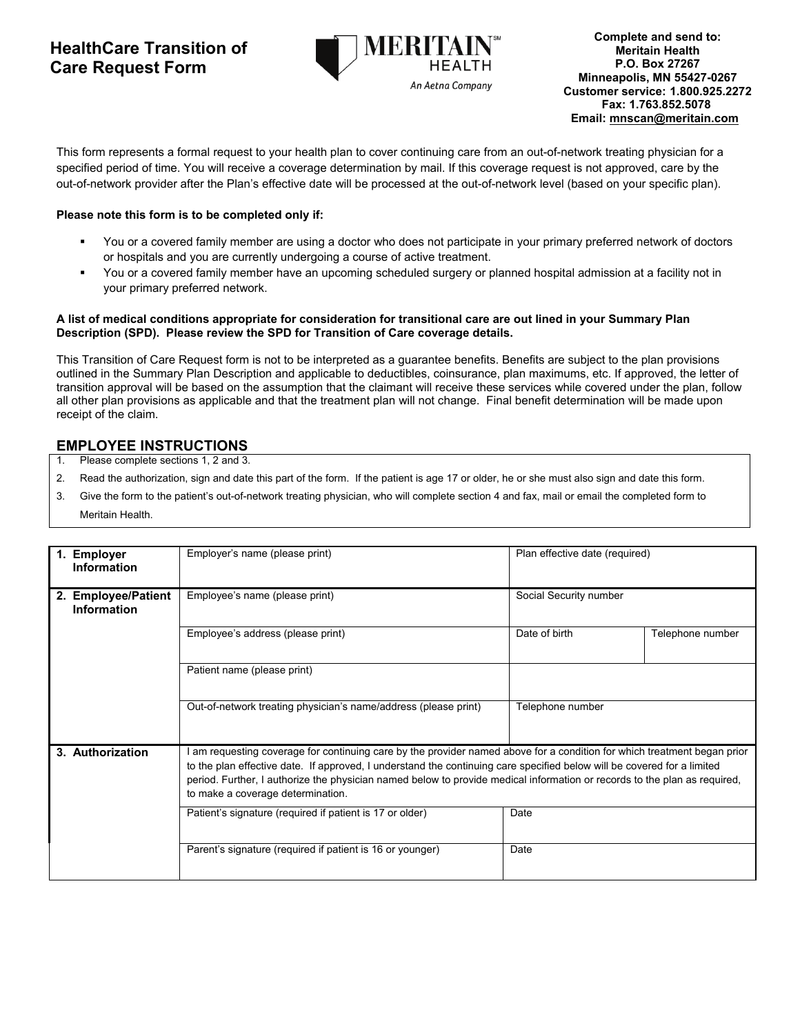# HealthCare Transition of Care Request Form

MERITAIN HEALTH
An Aetna Company

**Complete and send to:**
**Meritain Health**
**P.O. Box 27267**
**Minneapolis, MN 55427-0267**
**Customer service: 1.800.925.2272**
**Fax: 1.763.852.5078**
**Email: mnscan@meritain.com**

This form represents a formal request to your health plan to cover continuing care from an out-of-network treating physician for a specified period of time. You will receive a coverage determination by mail. If this coverage request is not approved, care by the out-of-network provider after the Plan's effective date will be processed at the out-of-network level (based on your specific plan).

**Please note this form is to be completed only if:**

- You or a covered family member are using a doctor who does not participate in your primary preferred network of doctors or hospitals and you are currently undergoing a course of active treatment.
- You or a covered family member have an upcoming scheduled surgery or planned hospital admission at a facility not in your primary preferred network.

**A list of medical conditions appropriate for consideration for transitional care are out lined in your Summary Plan Description (SPD). Please review the SPD for Transition of Care coverage details.**

This Transition of Care Request form is not to be interpreted as a guarantee benefits. Benefits are subject to the plan provisions outlined in the Summary Plan Description and applicable to deductibles, coinsurance, plan maximums, etc. If approved, the letter of transition approval will be based on the assumption that the claimant will receive these services while covered under the plan, follow all other plan provisions as applicable and that the treatment plan will not change. Final benefit determination will be made upon receipt of the claim.

## EMPLOYEE INSTRUCTIONS

1. Please complete sections 1, 2 and 3.
2. Read the authorization, sign and date this part of the form. If the patient is age 17 or older, he or she must also sign and date this form.
3. Give the form to the patient's out-of-network treating physician, who will complete section 4 and fax, mail or email the completed form to Meritain Health.

| Section | | | |
|---|---|---|---|
| **1. Employer Information** | Employer's name (please print) | Plan effective date (required) | |
| **2. Employee/Patient Information** | Employee's name (please print) | Social Security number | |
| | Employee's address (please print) | Date of birth | Telephone number |
| | Patient name (please print) | | |
| | Out-of-network treating physician's name/address (please print) | Telephone number | |
| **3. Authorization** | I am requesting coverage for continuing care by the provider named above for a condition for which treatment began prior to the plan effective date. If approved, I understand the continuing care specified below will be covered for a limited period. Further, I authorize the physician named below to provide medical information or records to the plan as required, to make a coverage determination. | | |
| | Patient's signature (required if patient is 17 or older) | Date | |
| | Parent's signature (required if patient is 16 or younger) | Date | |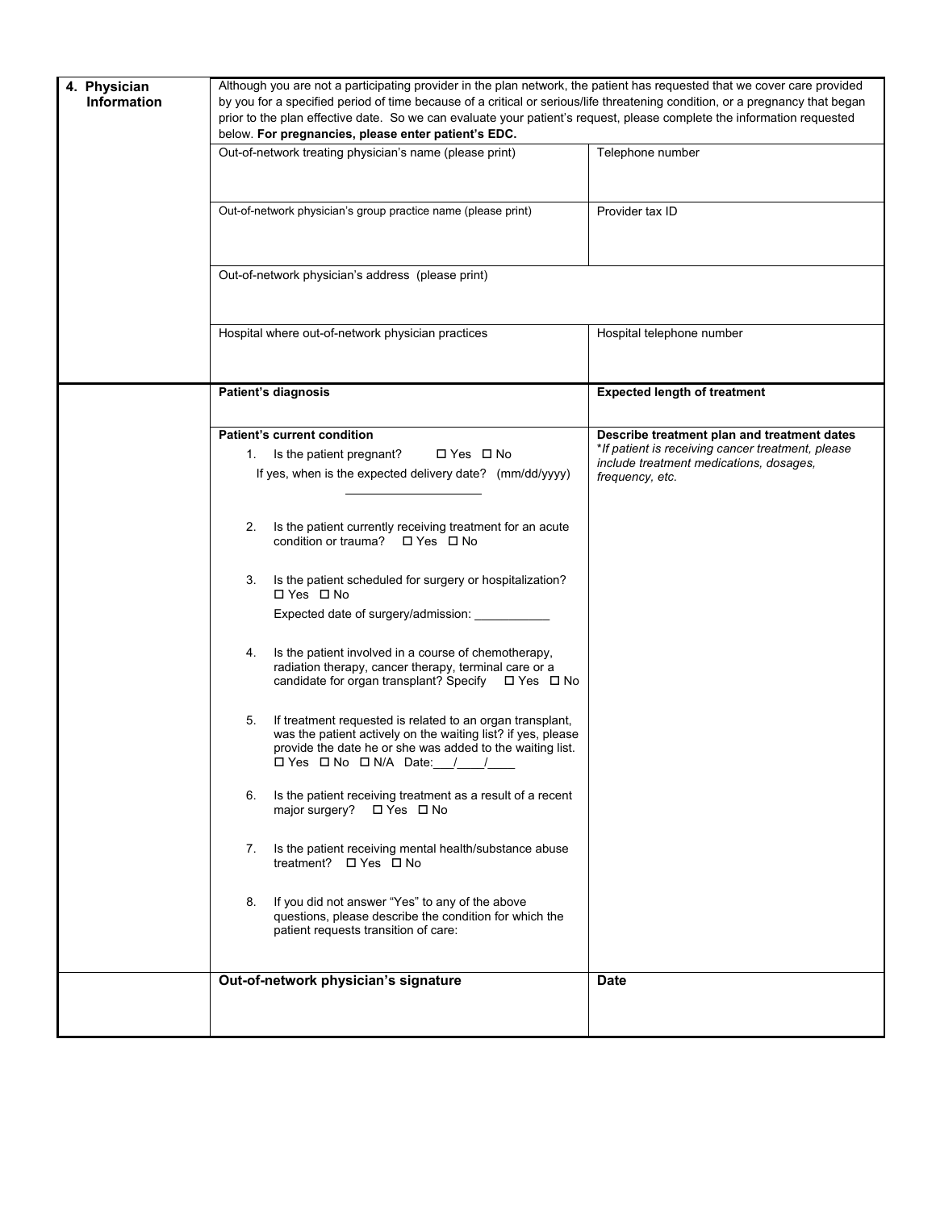## 4. Physician Information

Although you are not a participating provider in the plan network, the patient has requested that we cover care provided by you for a specified period of time because of a critical or serious/life threatening condition, or a pregnancy that began prior to the plan effective date. So we can evaluate your patient's request, please complete the information requested below. **For pregnancies, please enter patient's EDC.**

| | |
|---|---|
| Out-of-network treating physician's name (please print) | Telephone number |
| Out-of-network physician's group practice name (please print) | Provider tax ID |
| Out-of-network physician's address (please print) | |
| Hospital where out-of-network physician practices | Hospital telephone number |

| | |
|---|---|
| **Patient's diagnosis** | **Expected length of treatment** |

**Patient's current condition**

1. Is the patient pregnant? ☐ Yes ☐ No
   If yes, when is the expected delivery date? (mm/dd/yyyy) ____________________
2. Is the patient currently receiving treatment for an acute condition or trauma? ☐ Yes ☐ No
3. Is the patient scheduled for surgery or hospitalization? ☐ Yes ☐ No
   Expected date of surgery/admission: ___________
4. Is the patient involved in a course of chemotherapy, radiation therapy, cancer therapy, terminal care or a candidate for organ transplant? Specify ☐ Yes ☐ No
5. If treatment requested is related to an organ transplant, was the patient actively on the waiting list? if yes, please provide the date he or she was added to the waiting list. ☐ Yes ☐ No ☐ N/A Date:___/____/____
6. Is the patient receiving treatment as a result of a recent major surgery? ☐ Yes ☐ No
7. Is the patient receiving mental health/substance abuse treatment? ☐ Yes ☐ No
8. If you did not answer "Yes" to any of the above questions, please describe the condition for which the patient requests transition of care:

**Describe treatment plan and treatment dates**
**If patient is receiving cancer treatment, please include treatment medications, dosages, frequency, etc.*

| | |
|---|---|
| **Out-of-network physician's signature** | **Date** |